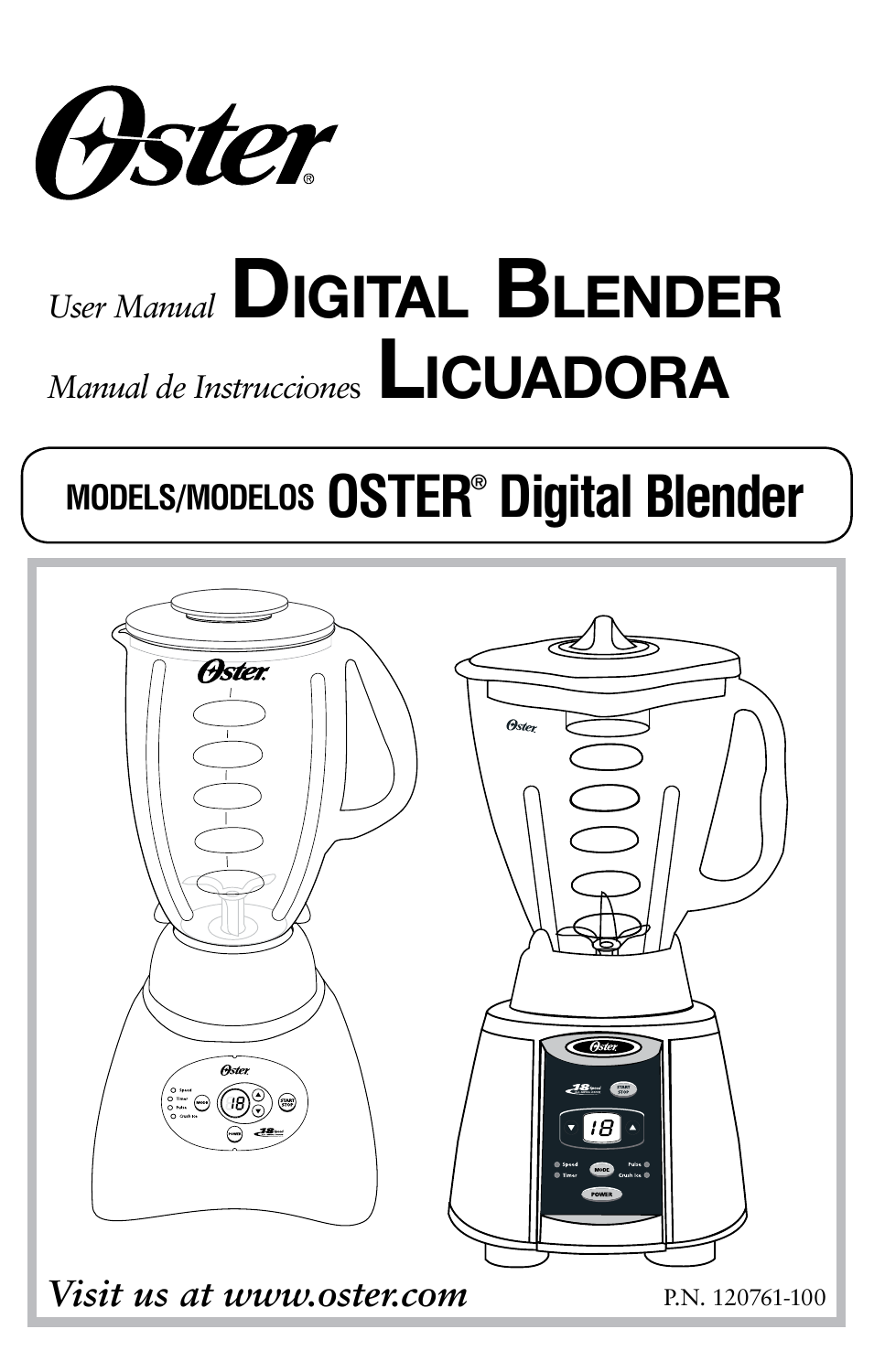# Oster®

*User Manual* **DIGITAL BLENDER**

*Manual de Instrucciones* **LICUADORA**

**MODELS/MODELOS OSTER® Digital Blender**

*Visit us at www.oster.com*

P.N. 120761-100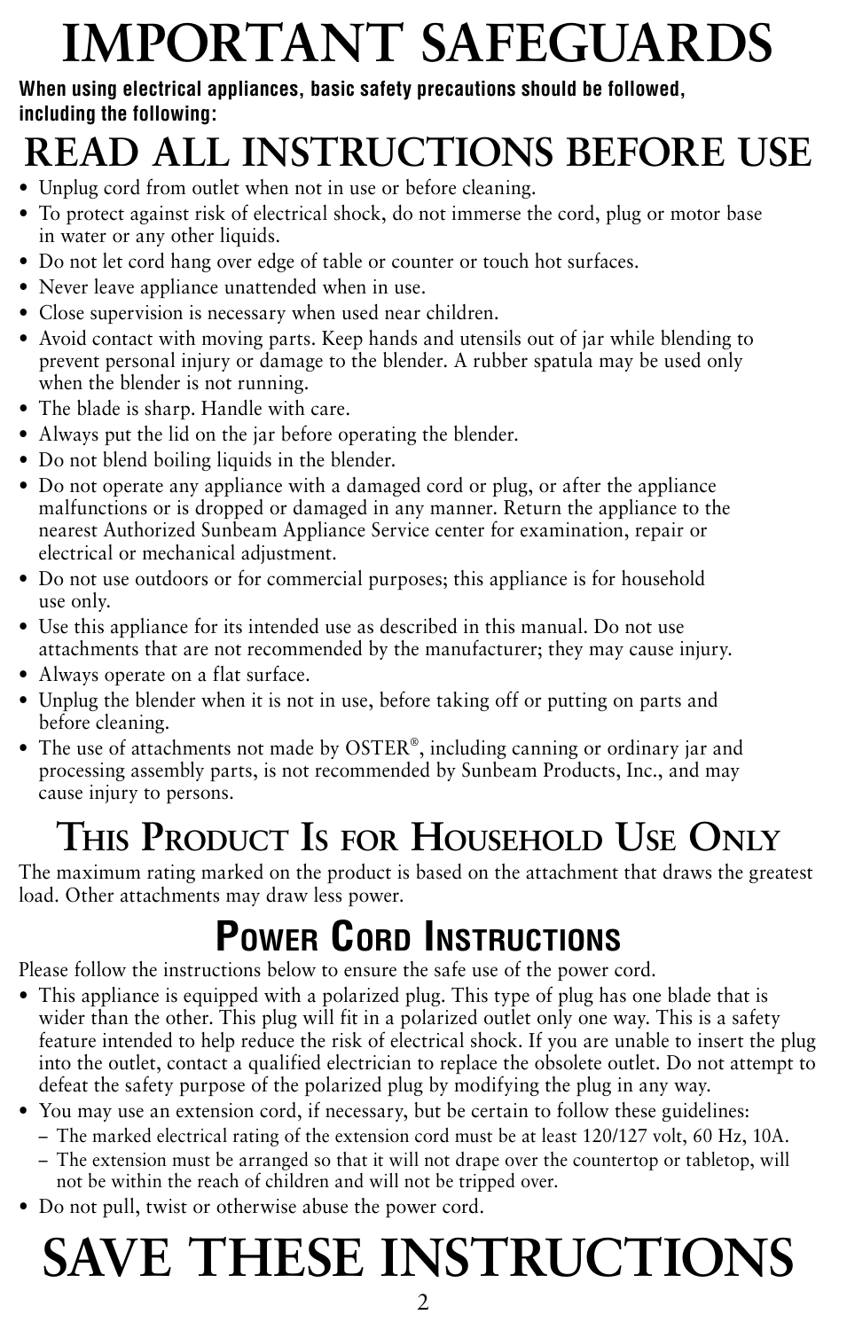# IMPORTANT SAFEGUARDS

**When using electrical appliances, basic safety precautions should be followed, including the following:**

## READ ALL INSTRUCTIONS BEFORE USE

- Unplug cord from outlet when not in use or before cleaning.
- To protect against risk of electrical shock, do not immerse the cord, plug or motor base in water or any other liquids.
- Do not let cord hang over edge of table or counter or touch hot surfaces.
- Never leave appliance unattended when in use.
- Close supervision is necessary when used near children.
- Avoid contact with moving parts. Keep hands and utensils out of jar while blending to prevent personal injury or damage to the blender. A rubber spatula may be used only when the blender is not running.
- The blade is sharp. Handle with care.
- Always put the lid on the jar before operating the blender.
- Do not blend boiling liquids in the blender.
- Do not operate any appliance with a damaged cord or plug, or after the appliance malfunctions or is dropped or damaged in any manner. Return the appliance to the nearest Authorized Sunbeam Appliance Service center for examination, repair or electrical or mechanical adjustment.
- Do not use outdoors or for commercial purposes; this appliance is for household use only.
- Use this appliance for its intended use as described in this manual. Do not use attachments that are not recommended by the manufacturer; they may cause injury.
- Always operate on a flat surface.
- Unplug the blender when it is not in use, before taking off or putting on parts and before cleaning.
- The use of attachments not made by OSTER®, including canning or ordinary jar and processing assembly parts, is not recommended by Sunbeam Products, Inc., and may cause injury to persons.

## This Product Is for Household Use Only

The maximum rating marked on the product is based on the attachment that draws the greatest load. Other attachments may draw less power.

## Power Cord Instructions

Please follow the instructions below to ensure the safe use of the power cord.

- This appliance is equipped with a polarized plug. This type of plug has one blade that is wider than the other. This plug will fit in a polarized outlet only one way. This is a safety feature intended to help reduce the risk of electrical shock. If you are unable to insert the plug into the outlet, contact a qualified electrician to replace the obsolete outlet. Do not attempt to defeat the safety purpose of the polarized plug by modifying the plug in any way.
- You may use an extension cord, if necessary, but be certain to follow these guidelines:
  - The marked electrical rating of the extension cord must be at least 120/127 volt, 60 Hz, 10A.
  - The extension must be arranged so that it will not drape over the countertop or tabletop, will not be within the reach of children and will not be tripped over.
- Do not pull, twist or otherwise abuse the power cord.

# SAVE THESE INSTRUCTIONS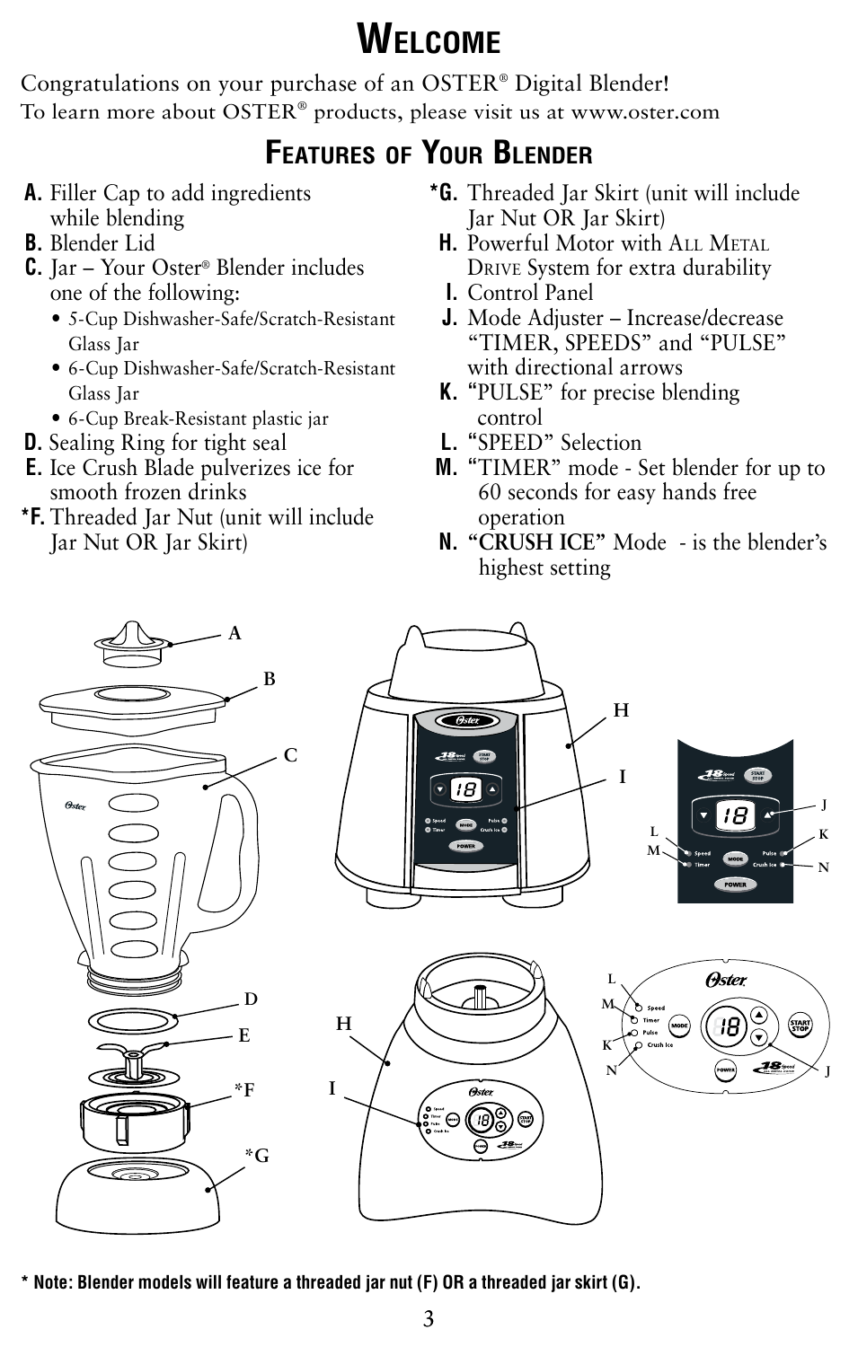# Welcome

Congratulations on your purchase of an OSTER® Digital Blender!
To learn more about OSTER® products, please visit us at www.oster.com

## Features of Your Blender

**A.** Filler Cap to add ingredients while blending

**B.** Blender Lid

**C.** Jar – Your Oster® Blender includes one of the following:

- 5-Cup Dishwasher-Safe/Scratch-Resistant Glass Jar
- 6-Cup Dishwasher-Safe/Scratch-Resistant Glass Jar
- 6-Cup Break-Resistant plastic jar

**D.** Sealing Ring for tight seal

**E.** Ice Crush Blade pulverizes ice for smooth frozen drinks

**\*F.** Threaded Jar Nut (unit will include Jar Nut OR Jar Skirt)

**\*G.** Threaded Jar Skirt (unit will include Jar Nut OR Jar Skirt)

**H.** Powerful Motor with All Metal Drive System for extra durability

**I.** Control Panel

**J.** Mode Adjuster – Increase/decrease "TIMER, SPEEDS" and "PULSE" with directional arrows

**K.** "PULSE" for precise blending control

**L.** "SPEED" Selection

**M.** "TIMER" mode - Set blender for up to 60 seconds for easy hands free operation

**N.** **"CRUSH ICE"** Mode - is the blender's highest setting

**\* Note: Blender models will feature a threaded jar nut (F) OR a threaded jar skirt (G).**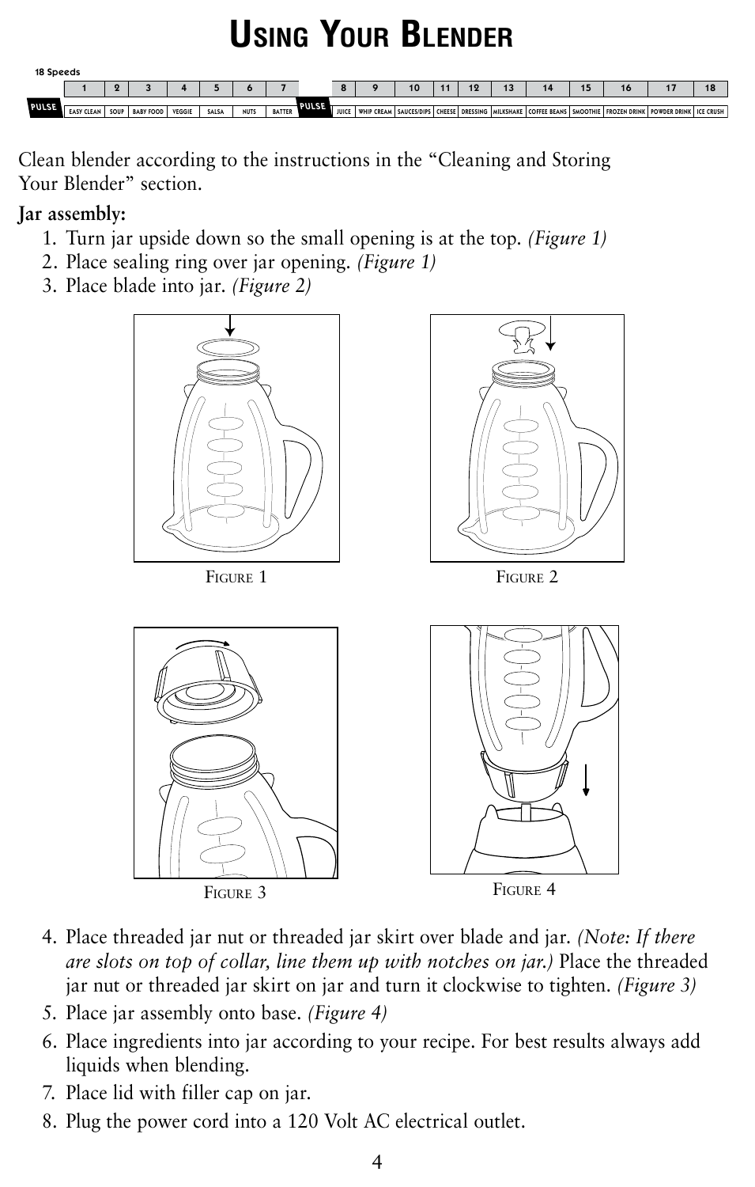# Using Your Blender

18 Speeds

| PULSE | 1 | 2 | 3 | 4 | 5 | 6 | 7 | PULSE | 8 | 9 | 10 | 11 | 12 | 13 | 14 | 15 | 16 | 17 | 18 |
|---|---|---|---|---|---|---|---|---|---|---|---|---|---|---|---|---|---|---|---|
| | EASY CLEAN | SOUP | BABY FOOD | VEGGIE | SALSA | NUTS | BATTER | | JUICE | WHIP CREAM | SAUCES/DIPS | CHEESE | DRESSING | MILKSHAKE | COFFEE BEANS | SMOOTHIE | FROZEN DRINK | POWDER DRINK | ICE CRUSH |

Clean blender according to the instructions in the "Cleaning and Storing Your Blender" section.

**Jar assembly:**

1. Turn jar upside down so the small opening is at the top. *(Figure 1)*
2. Place sealing ring over jar opening. *(Figure 1)*
3. Place blade into jar. *(Figure 2)*

Figure 1

Figure 2

Figure 3

Figure 4

4. Place threaded jar nut or threaded jar skirt over blade and jar. *(Note: If there are slots on top of collar, line them up with notches on jar.)* Place the threaded jar nut or threaded jar skirt on jar and turn it clockwise to tighten. *(Figure 3)*
5. Place jar assembly onto base. *(Figure 4)*
6. Place ingredients into jar according to your recipe. For best results always add liquids when blending.
7. Place lid with filler cap on jar.
8. Plug the power cord into a 120 Volt AC electrical outlet.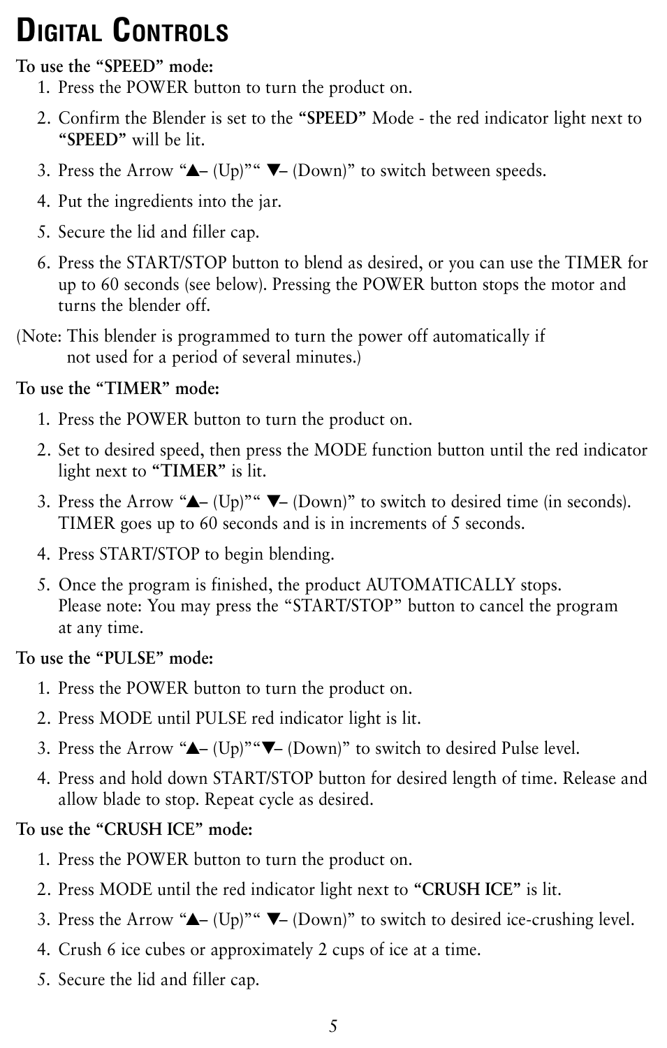# Digital Controls

**To use the "SPEED" mode:**

1. Press the POWER button to turn the product on.
2. Confirm the Blender is set to the **"SPEED"** Mode - the red indicator light next to **"SPEED"** will be lit.
3. Press the Arrow "▲– (Up)"" ▼– (Down)" to switch between speeds.
4. Put the ingredients into the jar.
5. Secure the lid and filler cap.
6. Press the START/STOP button to blend as desired, or you can use the TIMER for up to 60 seconds (see below). Pressing the POWER button stops the motor and turns the blender off.

(Note: This blender is programmed to turn the power off automatically if not used for a period of several minutes.)

**To use the "TIMER" mode:**

1. Press the POWER button to turn the product on.
2. Set to desired speed, then press the MODE function button until the red indicator light next to **"TIMER"** is lit.
3. Press the Arrow "▲– (Up)"" ▼– (Down)" to switch to desired time (in seconds). TIMER goes up to 60 seconds and is in increments of 5 seconds.
4. Press START/STOP to begin blending.
5. Once the program is finished, the product AUTOMATICALLY stops. Please note: You may press the "START/STOP" button to cancel the program at any time.

**To use the "PULSE" mode:**

1. Press the POWER button to turn the product on.
2. Press MODE until PULSE red indicator light is lit.
3. Press the Arrow "▲– (Up)""▼– (Down)" to switch to desired Pulse level.
4. Press and hold down START/STOP button for desired length of time. Release and allow blade to stop. Repeat cycle as desired.

**To use the "CRUSH ICE" mode:**

1. Press the POWER button to turn the product on.
2. Press MODE until the red indicator light next to **"CRUSH ICE"** is lit.
3. Press the Arrow "▲– (Up)"" ▼– (Down)" to switch to desired ice-crushing level.
4. Crush 6 ice cubes or approximately 2 cups of ice at a time.
5. Secure the lid and filler cap.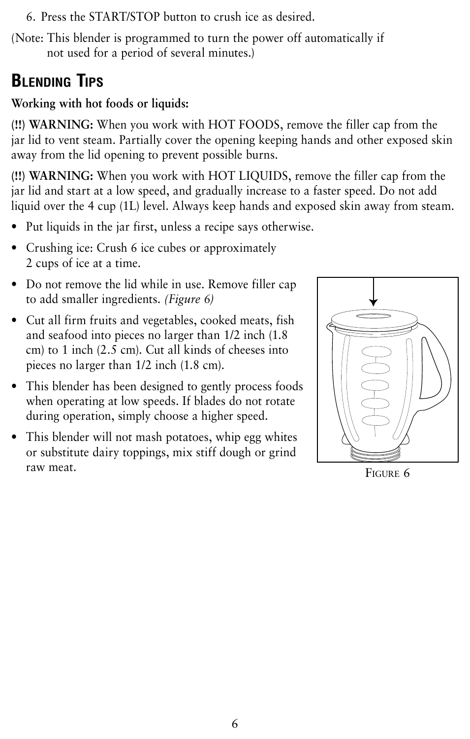6. Press the START/STOP button to crush ice as desired.

(Note: This blender is programmed to turn the power off automatically if not used for a period of several minutes.)

## Blending Tips

**Working with hot foods or liquids:**

(**!!**) **WARNING:** When you work with HOT FOODS, remove the filler cap from the jar lid to vent steam. Partially cover the opening keeping hands and other exposed skin away from the lid opening to prevent possible burns.

(**!!**) **WARNING:** When you work with HOT LIQUIDS, remove the filler cap from the jar lid and start at a low speed, and gradually increase to a faster speed. Do not add liquid over the 4 cup (1L) level. Always keep hands and exposed skin away from steam.

- Put liquids in the jar first, unless a recipe says otherwise.
- Crushing ice: Crush 6 ice cubes or approximately 2 cups of ice at a time.
- Do not remove the lid while in use. Remove filler cap to add smaller ingredients. *(Figure 6)*
- Cut all firm fruits and vegetables, cooked meats, fish and seafood into pieces no larger than 1/2 inch (1.8 cm) to 1 inch (2.5 cm). Cut all kinds of cheeses into pieces no larger than 1/2 inch (1.8 cm).
- This blender has been designed to gently process foods when operating at low speeds. If blades do not rotate during operation, simply choose a higher speed.
- This blender will not mash potatoes, whip egg whites or substitute dairy toppings, mix stiff dough or grind raw meat.

Figure 6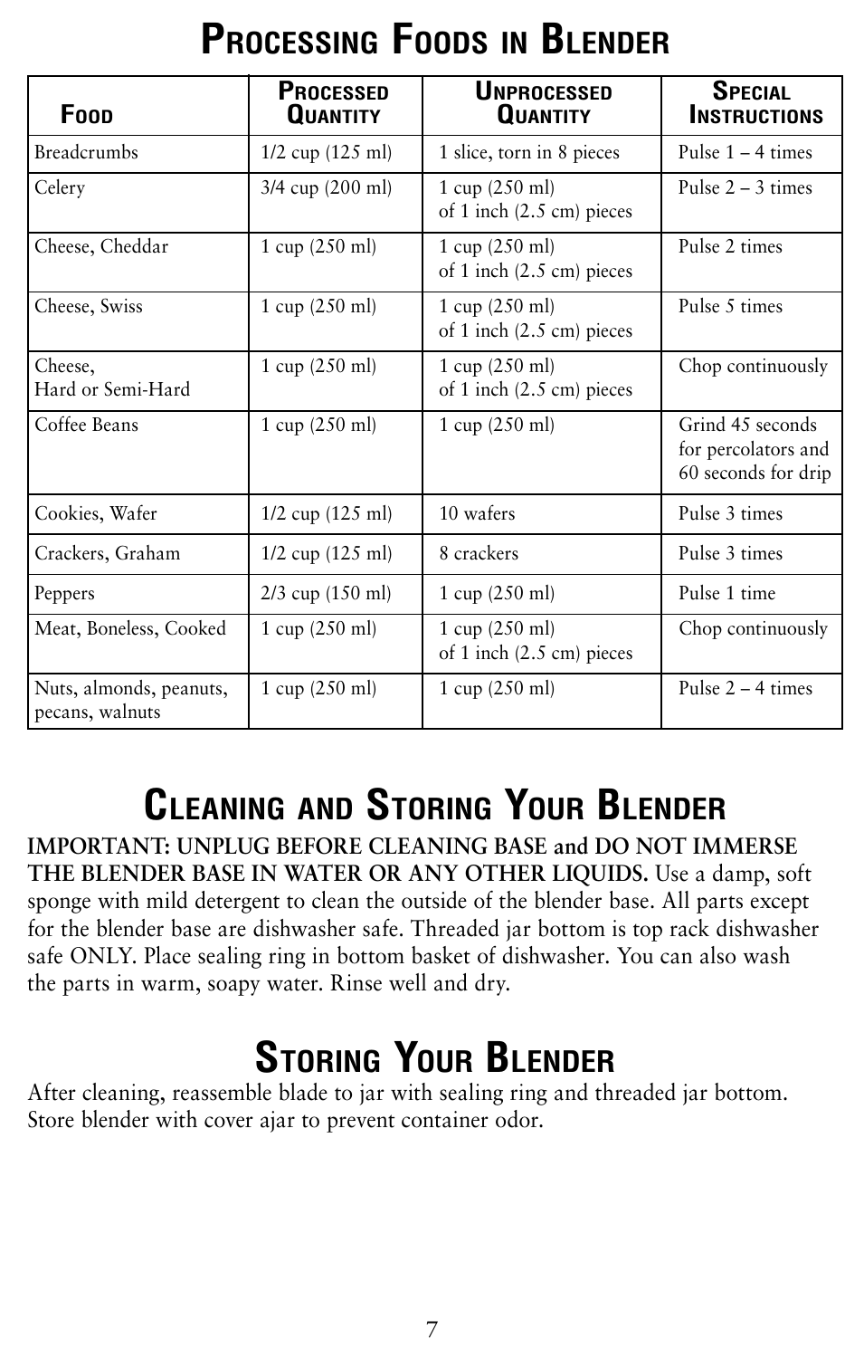# Processing Foods in Blender

| Food | Processed Quantity | Unprocessed Quantity | Special Instructions |
|---|---|---|---|
| Breadcrumbs | 1/2 cup (125 ml) | 1 slice, torn in 8 pieces | Pulse 1 – 4 times |
| Celery | 3/4 cup (200 ml) | 1 cup (250 ml) of 1 inch (2.5 cm) pieces | Pulse 2 – 3 times |
| Cheese, Cheddar | 1 cup (250 ml) | 1 cup (250 ml) of 1 inch (2.5 cm) pieces | Pulse 2 times |
| Cheese, Swiss | 1 cup (250 ml) | 1 cup (250 ml) of 1 inch (2.5 cm) pieces | Pulse 5 times |
| Cheese, Hard or Semi-Hard | 1 cup (250 ml) | 1 cup (250 ml) of 1 inch (2.5 cm) pieces | Chop continuously |
| Coffee Beans | 1 cup (250 ml) | 1 cup (250 ml) | Grind 45 seconds for percolators and 60 seconds for drip |
| Cookies, Wafer | 1/2 cup (125 ml) | 10 wafers | Pulse 3 times |
| Crackers, Graham | 1/2 cup (125 ml) | 8 crackers | Pulse 3 times |
| Peppers | 2/3 cup (150 ml) | 1 cup (250 ml) | Pulse 1 time |
| Meat, Boneless, Cooked | 1 cup (250 ml) | 1 cup (250 ml) of 1 inch (2.5 cm) pieces | Chop continuously |
| Nuts, almonds, peanuts, pecans, walnuts | 1 cup (250 ml) | 1 cup (250 ml) | Pulse 2 – 4 times |

# Cleaning and Storing Your Blender

**IMPORTANT: UNPLUG BEFORE CLEANING BASE and DO NOT IMMERSE THE BLENDER BASE IN WATER OR ANY OTHER LIQUIDS.** Use a damp, soft sponge with mild detergent to clean the outside of the blender base. All parts except for the blender base are dishwasher safe. Threaded jar bottom is top rack dishwasher safe ONLY. Place sealing ring in bottom basket of dishwasher. You can also wash the parts in warm, soapy water. Rinse well and dry.

# Storing Your Blender

After cleaning, reassemble blade to jar with sealing ring and threaded jar bottom. Store blender with cover ajar to prevent container odor.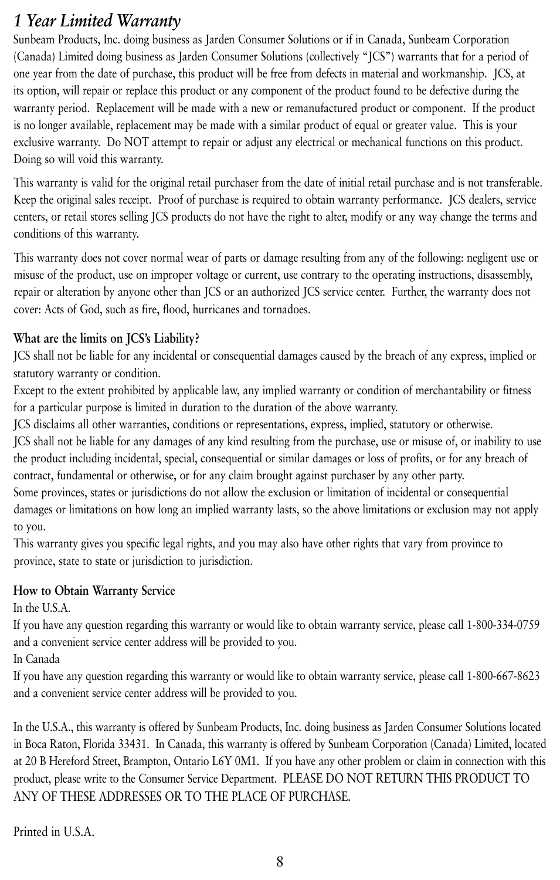# *1 Year Limited Warranty*

Sunbeam Products, Inc. doing business as Jarden Consumer Solutions or if in Canada, Sunbeam Corporation (Canada) Limited doing business as Jarden Consumer Solutions (collectively "JCS") warrants that for a period of one year from the date of purchase, this product will be free from defects in material and workmanship. JCS, at its option, will repair or replace this product or any component of the product found to be defective during the warranty period. Replacement will be made with a new or remanufactured product or component. If the product is no longer available, replacement may be made with a similar product of equal or greater value. This is your exclusive warranty. Do NOT attempt to repair or adjust any electrical or mechanical functions on this product. Doing so will void this warranty.

This warranty is valid for the original retail purchaser from the date of initial retail purchase and is not transferable. Keep the original sales receipt. Proof of purchase is required to obtain warranty performance. JCS dealers, service centers, or retail stores selling JCS products do not have the right to alter, modify or any way change the terms and conditions of this warranty.

This warranty does not cover normal wear of parts or damage resulting from any of the following: negligent use or misuse of the product, use on improper voltage or current, use contrary to the operating instructions, disassembly, repair or alteration by anyone other than JCS or an authorized JCS service center. Further, the warranty does not cover: Acts of God, such as fire, flood, hurricanes and tornadoes.

**What are the limits on JCS's Liability?**

JCS shall not be liable for any incidental or consequential damages caused by the breach of any express, implied or statutory warranty or condition.

Except to the extent prohibited by applicable law, any implied warranty or condition of merchantability or fitness for a particular purpose is limited in duration to the duration of the above warranty.

JCS disclaims all other warranties, conditions or representations, express, implied, statutory or otherwise.

JCS shall not be liable for any damages of any kind resulting from the purchase, use or misuse of, or inability to use the product including incidental, special, consequential or similar damages or loss of profits, or for any breach of contract, fundamental or otherwise, or for any claim brought against purchaser by any other party.

Some provinces, states or jurisdictions do not allow the exclusion or limitation of incidental or consequential damages or limitations on how long an implied warranty lasts, so the above limitations or exclusion may not apply to you.

This warranty gives you specific legal rights, and you may also have other rights that vary from province to province, state to state or jurisdiction to jurisdiction.

**How to Obtain Warranty Service**

In the U.S.A.

If you have any question regarding this warranty or would like to obtain warranty service, please call 1-800-334-0759 and a convenient service center address will be provided to you.

In Canada

If you have any question regarding this warranty or would like to obtain warranty service, please call 1-800-667-8623 and a convenient service center address will be provided to you.

In the U.S.A., this warranty is offered by Sunbeam Products, Inc. doing business as Jarden Consumer Solutions located in Boca Raton, Florida 33431. In Canada, this warranty is offered by Sunbeam Corporation (Canada) Limited, located at 20 B Hereford Street, Brampton, Ontario L6Y 0M1. If you have any other problem or claim in connection with this product, please write to the Consumer Service Department. PLEASE DO NOT RETURN THIS PRODUCT TO ANY OF THESE ADDRESSES OR TO THE PLACE OF PURCHASE.

Printed in U.S.A.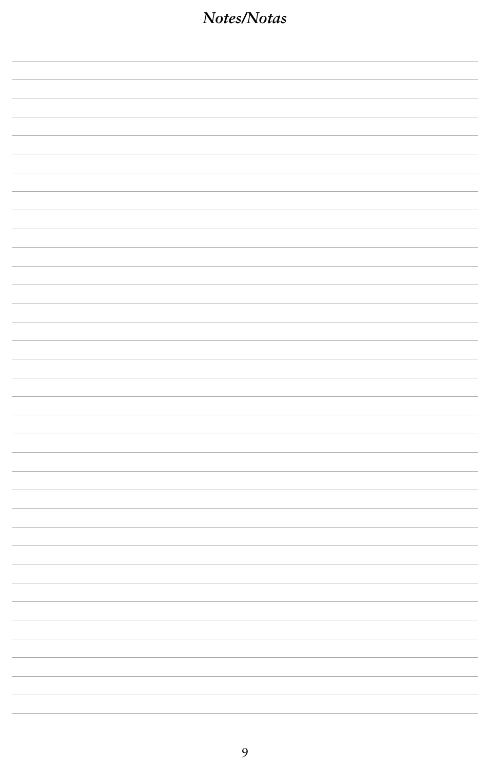# *Notes/Notas*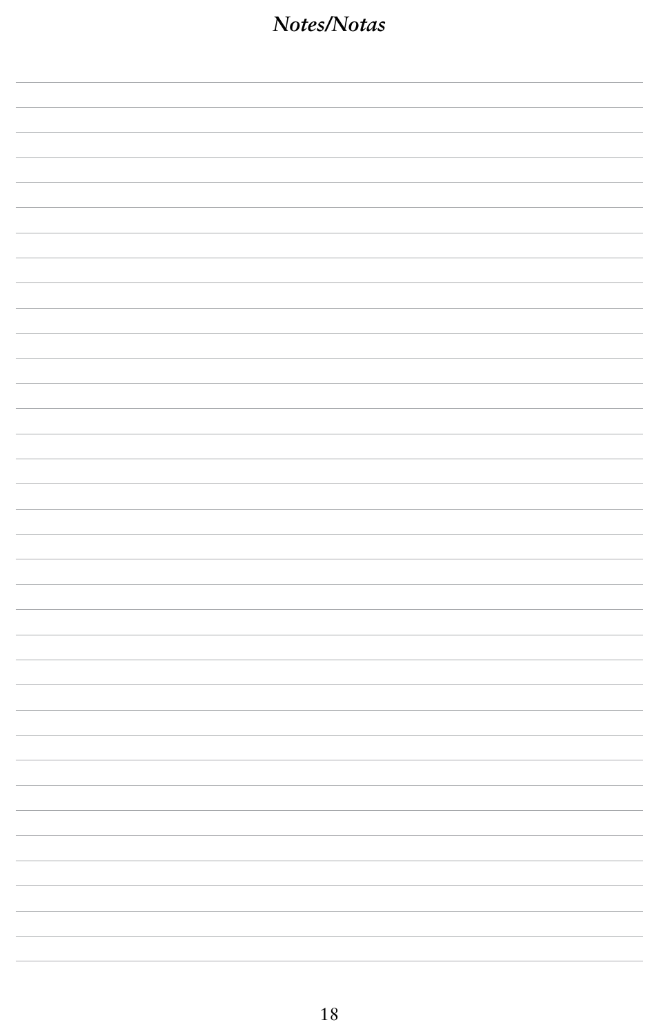## *Notes/Notas*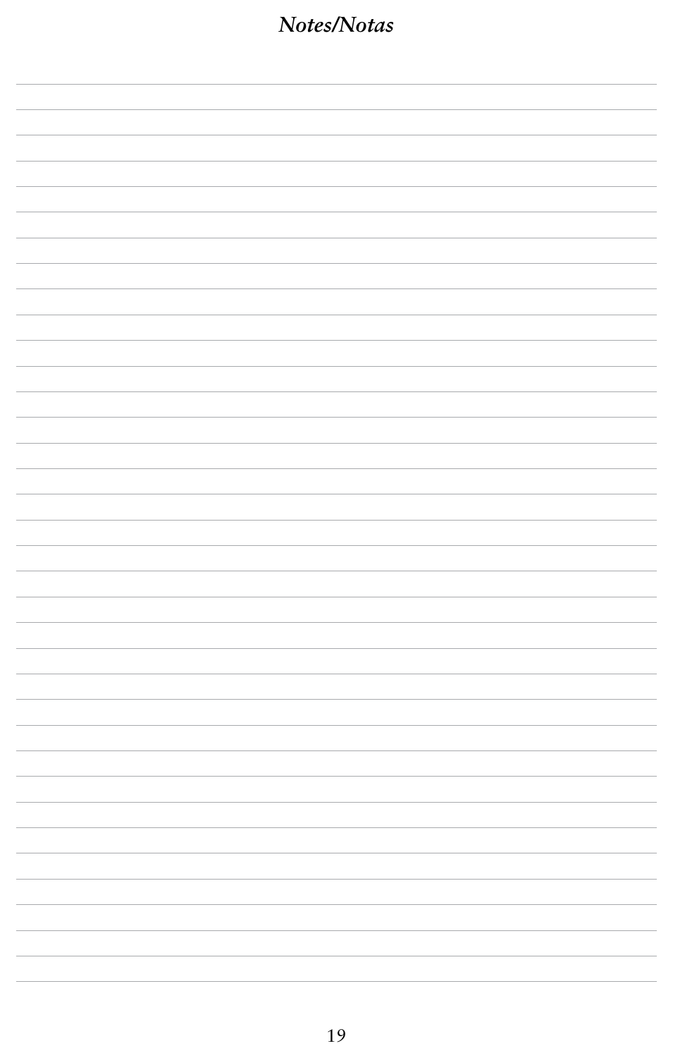# *Notes/Notas*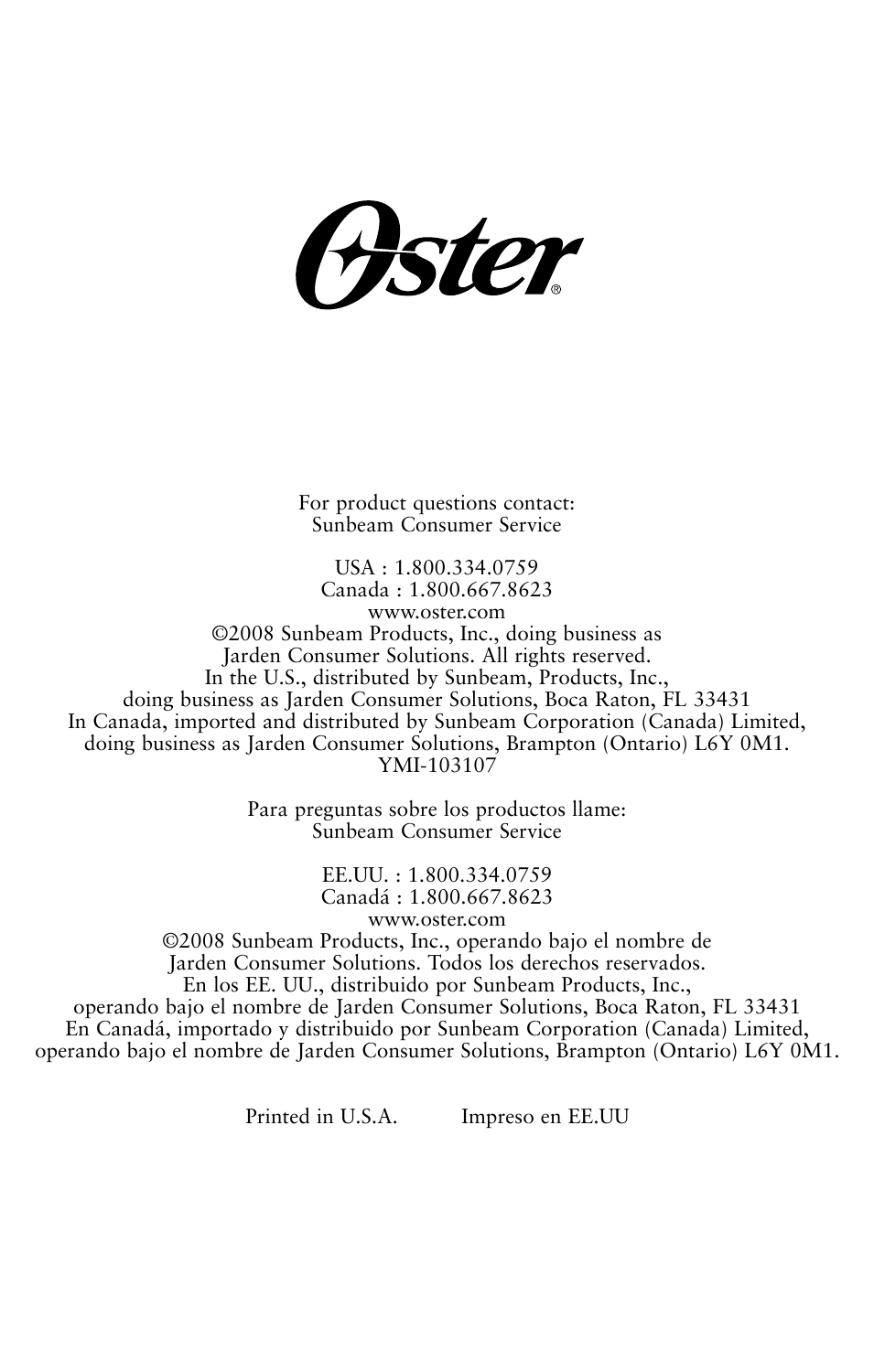Oster®

For product questions contact:
Sunbeam Consumer Service

USA : 1.800.334.0759
Canada : 1.800.667.8623
www.oster.com
©2008 Sunbeam Products, Inc., doing business as
Jarden Consumer Solutions. All rights reserved.
In the U.S., distributed by Sunbeam, Products, Inc.,
doing business as Jarden Consumer Solutions, Boca Raton, FL 33431
In Canada, imported and distributed by Sunbeam Corporation (Canada) Limited,
doing business as Jarden Consumer Solutions, Brampton (Ontario) L6Y 0M1.
YMI-103107

Para preguntas sobre los productos llame:
Sunbeam Consumer Service

EE.UU. : 1.800.334.0759
Canadá : 1.800.667.8623
www.oster.com
©2008 Sunbeam Products, Inc., operando bajo el nombre de
Jarden Consumer Solutions. Todos los derechos reservados.
En los EE. UU., distribuido por Sunbeam Products, Inc.,
operando bajo el nombre de Jarden Consumer Solutions, Boca Raton, FL 33431
En Canadá, importado y distribuido por Sunbeam Corporation (Canada) Limited,
operando bajo el nombre de Jarden Consumer Solutions, Brampton (Ontario) L6Y 0M1.

Printed in U.S.A. Impreso en EE.UU